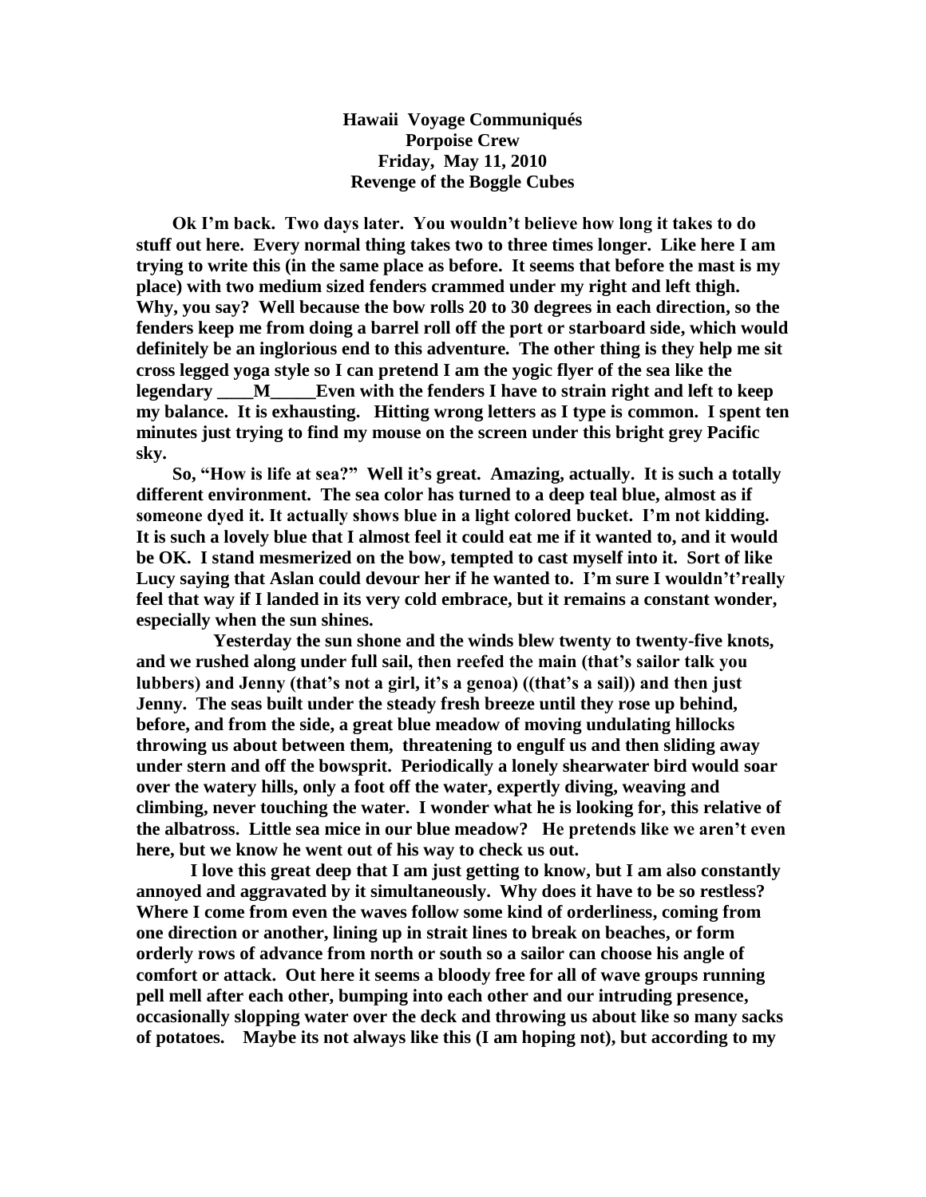**Hawaii Voyage Communiqués**
**Porpoise Crew**
**Friday, May 11, 2010**
**Revenge of the Boggle Cubes**

**Ok I'm back. Two days later. You wouldn't believe how long it takes to do stuff out here. Every normal thing takes two to three times longer. Like here I am trying to write this (in the same place as before. It seems that before the mast is my place) with two medium sized fenders crammed under my right and left thigh. Why, you say? Well because the bow rolls 20 to 30 degrees in each direction, so the fenders keep me from doing a barrel roll off the port or starboard side, which would definitely be an inglorious end to this adventure. The other thing is they help me sit cross legged yoga style so I can pretend I am the yogic flyer of the sea like the legendary ____M_____Even with the fenders I have to strain right and left to keep my balance. It is exhausting. Hitting wrong letters as I type is common. I spent ten minutes just trying to find my mouse on the screen under this bright grey Pacific sky.**

**So, "How is life at sea?" Well it's great. Amazing, actually. It is such a totally different environment. The sea color has turned to a deep teal blue, almost as if someone dyed it. It actually shows blue in a light colored bucket. I'm not kidding. It is such a lovely blue that I almost feel it could eat me if it wanted to, and it would be OK. I stand mesmerized on the bow, tempted to cast myself into it. Sort of like Lucy saying that Aslan could devour her if he wanted to. I'm sure I wouldn't'really feel that way if I landed in its very cold embrace, but it remains a constant wonder, especially when the sun shines.**

**Yesterday the sun shone and the winds blew twenty to twenty-five knots, and we rushed along under full sail, then reefed the main (that's sailor talk you lubbers) and Jenny (that's not a girl, it's a genoa) ((that's a sail)) and then just Jenny. The seas built under the steady fresh breeze until they rose up behind, before, and from the side, a great blue meadow of moving undulating hillocks throwing us about between them, threatening to engulf us and then sliding away under stern and off the bowsprit. Periodically a lonely shearwater bird would soar over the watery hills, only a foot off the water, expertly diving, weaving and climbing, never touching the water. I wonder what he is looking for, this relative of the albatross. Little sea mice in our blue meadow? He pretends like we aren't even here, but we know he went out of his way to check us out.**

**I love this great deep that I am just getting to know, but I am also constantly annoyed and aggravated by it simultaneously. Why does it have to be so restless? Where I come from even the waves follow some kind of orderliness, coming from one direction or another, lining up in strait lines to break on beaches, or form orderly rows of advance from north or south so a sailor can choose his angle of comfort or attack. Out here it seems a bloody free for all of wave groups running pell mell after each other, bumping into each other and our intruding presence, occasionally slopping water over the deck and throwing us about like so many sacks of potatoes. Maybe its not always like this (I am hoping not), but according to my**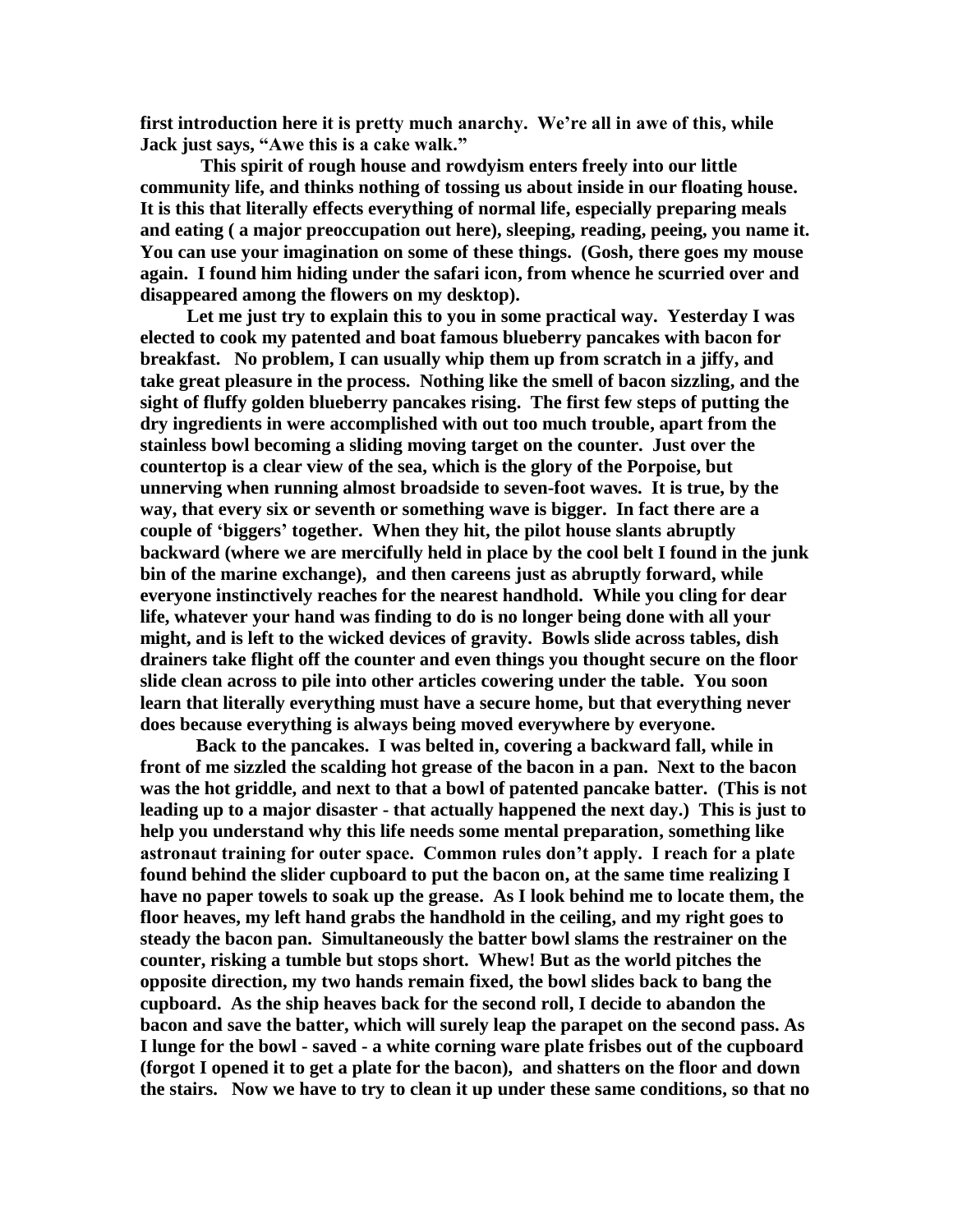**first introduction here it is pretty much anarchy. We're all in awe of this, while Jack just says, "Awe this is a cake walk."**

**This spirit of rough house and rowdyism enters freely into our little community life, and thinks nothing of tossing us about inside in our floating house. It is this that literally effects everything of normal life, especially preparing meals and eating ( a major preoccupation out here), sleeping, reading, peeing, you name it. You can use your imagination on some of these things. (Gosh, there goes my mouse again. I found him hiding under the safari icon, from whence he scurried over and disappeared among the flowers on my desktop).**

**Let me just try to explain this to you in some practical way. Yesterday I was elected to cook my patented and boat famous blueberry pancakes with bacon for breakfast. No problem, I can usually whip them up from scratch in a jiffy, and take great pleasure in the process. Nothing like the smell of bacon sizzling, and the sight of fluffy golden blueberry pancakes rising. The first few steps of putting the dry ingredients in were accomplished with out too much trouble, apart from the stainless bowl becoming a sliding moving target on the counter. Just over the countertop is a clear view of the sea, which is the glory of the Porpoise, but unnerving when running almost broadside to seven-foot waves. It is true, by the way, that every six or seventh or something wave is bigger. In fact there are a couple of 'biggers' together. When they hit, the pilot house slants abruptly backward (where we are mercifully held in place by the cool belt I found in the junk bin of the marine exchange), and then careens just as abruptly forward, while everyone instinctively reaches for the nearest handhold. While you cling for dear life, whatever your hand was finding to do is no longer being done with all your might, and is left to the wicked devices of gravity. Bowls slide across tables, dish drainers take flight off the counter and even things you thought secure on the floor slide clean across to pile into other articles cowering under the table. You soon learn that literally everything must have a secure home, but that everything never does because everything is always being moved everywhere by everyone.**

**Back to the pancakes. I was belted in, covering a backward fall, while in front of me sizzled the scalding hot grease of the bacon in a pan. Next to the bacon was the hot griddle, and next to that a bowl of patented pancake batter. (This is not leading up to a major disaster - that actually happened the next day.) This is just to help you understand why this life needs some mental preparation, something like astronaut training for outer space. Common rules don't apply. I reach for a plate found behind the slider cupboard to put the bacon on, at the same time realizing I have no paper towels to soak up the grease. As I look behind me to locate them, the floor heaves, my left hand grabs the handhold in the ceiling, and my right goes to steady the bacon pan. Simultaneously the batter bowl slams the restrainer on the counter, risking a tumble but stops short. Whew! But as the world pitches the opposite direction, my two hands remain fixed, the bowl slides back to bang the cupboard. As the ship heaves back for the second roll, I decide to abandon the bacon and save the batter, which will surely leap the parapet on the second pass. As I lunge for the bowl - saved - a white corning ware plate frisbes out of the cupboard (forgot I opened it to get a plate for the bacon), and shatters on the floor and down the stairs. Now we have to try to clean it up under these same conditions, so that no**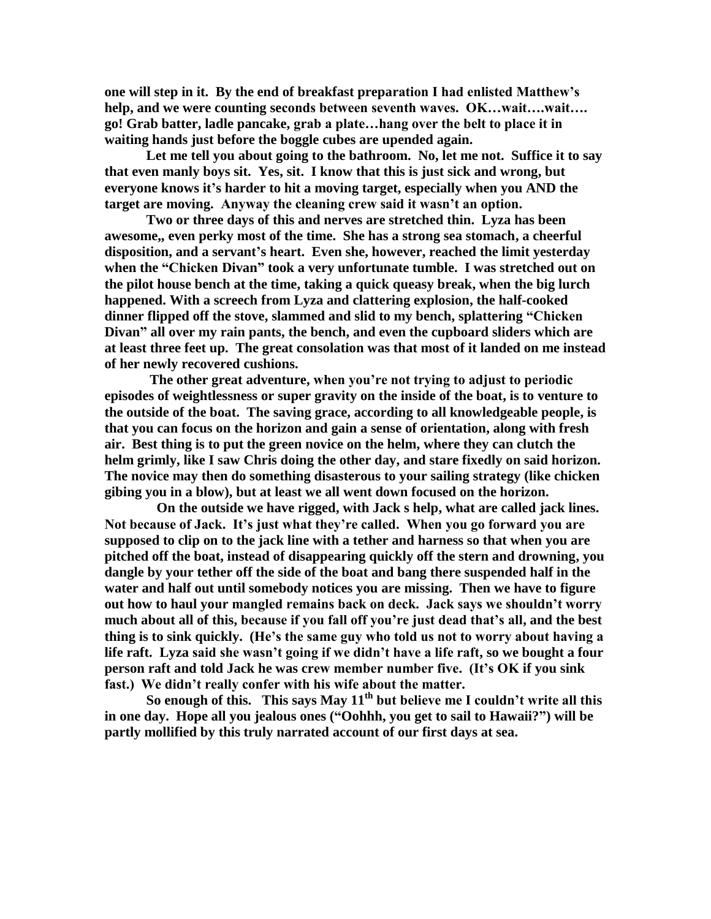**one will step in it. By the end of breakfast preparation I had enlisted Matthew's help, and we were counting seconds between seventh waves. OK…wait….wait…. go! Grab batter, ladle pancake, grab a plate…hang over the belt to place it in waiting hands just before the boggle cubes are upended again.**

**Let me tell you about going to the bathroom. No, let me not. Suffice it to say that even manly boys sit. Yes, sit. I know that this is just sick and wrong, but everyone knows it's harder to hit a moving target, especially when you AND the target are moving. Anyway the cleaning crew said it wasn't an option.**

**Two or three days of this and nerves are stretched thin. Lyza has been awesome,, even perky most of the time. She has a strong sea stomach, a cheerful disposition, and a servant's heart. Even she, however, reached the limit yesterday when the "Chicken Divan" took a very unfortunate tumble. I was stretched out on the pilot house bench at the time, taking a quick queasy break, when the big lurch happened. With a screech from Lyza and clattering explosion, the half-cooked dinner flipped off the stove, slammed and slid to my bench, splattering "Chicken Divan" all over my rain pants, the bench, and even the cupboard sliders which are at least three feet up. The great consolation was that most of it landed on me instead of her newly recovered cushions.**

**The other great adventure, when you're not trying to adjust to periodic episodes of weightlessness or super gravity on the inside of the boat, is to venture to the outside of the boat. The saving grace, according to all knowledgeable people, is that you can focus on the horizon and gain a sense of orientation, along with fresh air. Best thing is to put the green novice on the helm, where they can clutch the helm grimly, like I saw Chris doing the other day, and stare fixedly on said horizon. The novice may then do something disasterous to your sailing strategy (like chicken gibing you in a blow), but at least we all went down focused on the horizon.**

**On the outside we have rigged, with Jack s help, what are called jack lines. Not because of Jack. It's just what they're called. When you go forward you are supposed to clip on to the jack line with a tether and harness so that when you are pitched off the boat, instead of disappearing quickly off the stern and drowning, you dangle by your tether off the side of the boat and bang there suspended half in the water and half out until somebody notices you are missing. Then we have to figure out how to haul your mangled remains back on deck. Jack says we shouldn't worry much about all of this, because if you fall off you're just dead that's all, and the best thing is to sink quickly. (He's the same guy who told us not to worry about having a life raft. Lyza said she wasn't going if we didn't have a life raft, so we bought a four person raft and told Jack he was crew member number five. (It's OK if you sink fast.) We didn't really confer with his wife about the matter.**

**So enough of this. This says May 11th but believe me I couldn't write all this in one day. Hope all you jealous ones ("Oohhh, you get to sail to Hawaii?") will be partly mollified by this truly narrated account of our first days at sea.**